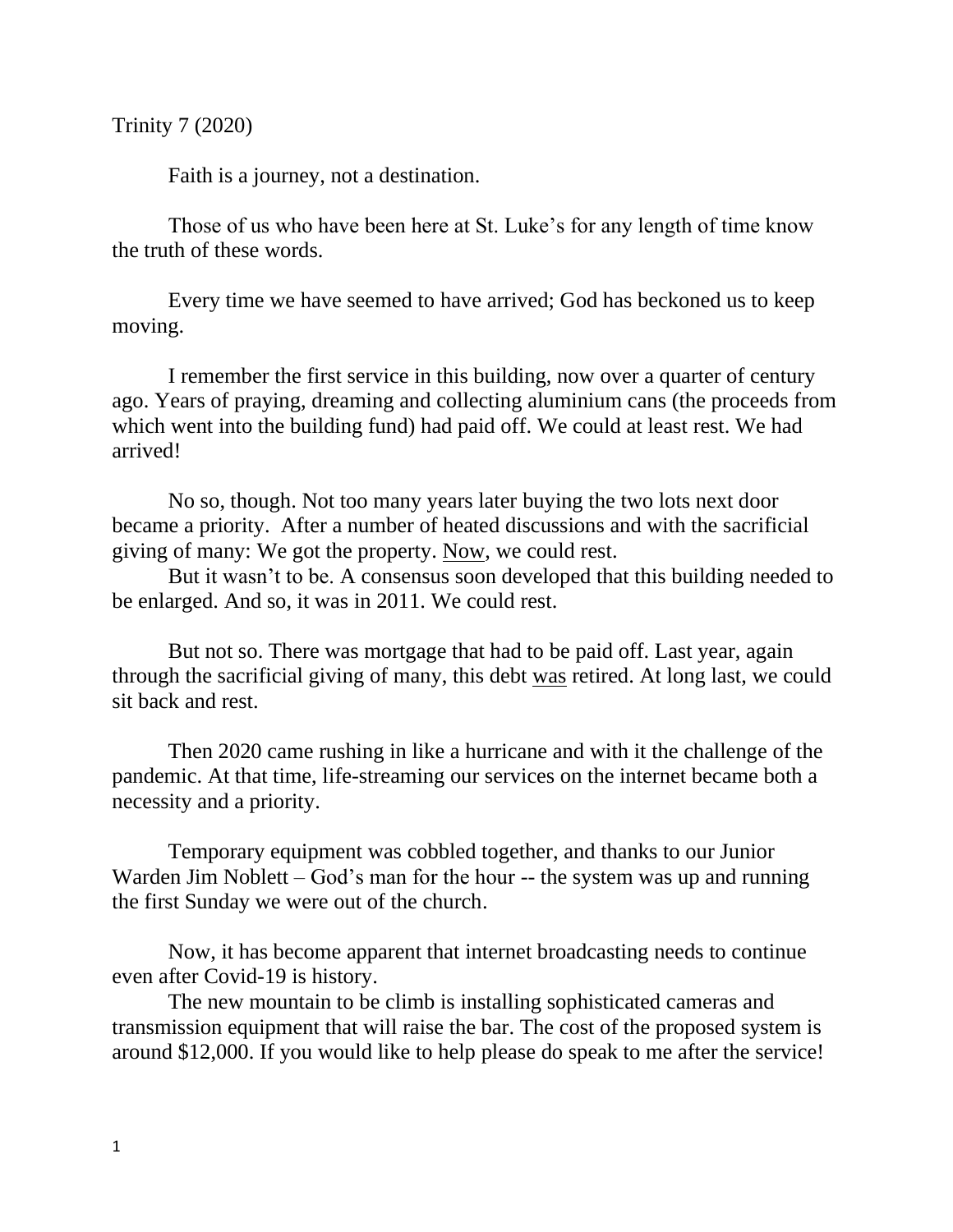Trinity 7 (2020)

Faith is a journey, not a destination.

Those of us who have been here at St. Luke's for any length of time know the truth of these words.

Every time we have seemed to have arrived; God has beckoned us to keep moving.

I remember the first service in this building, now over a quarter of century ago. Years of praying, dreaming and collecting aluminium cans (the proceeds from which went into the building fund) had paid off. We could at least rest. We had arrived!

No so, though. Not too many years later buying the two lots next door became a priority. After a number of heated discussions and with the sacrificial giving of many: We got the property. <u>Now</u>, we could rest.

But it wasn't to be. A consensus soon developed that this building needed to be enlarged. And so, it was in 2011. We could rest.

But not so. There was mortgage that had to be paid off. Last year, again through the sacrificial giving of many, this debt <u>was</u> retired. At long last, we could sit back and rest.

Then 2020 came rushing in like a hurricane and with it the challenge of the pandemic. At that time, life-streaming our services on the internet became both a necessity and a priority.

Temporary equipment was cobbled together, and thanks to our Junior Warden Jim Noblett – God's man for the hour -- the system was up and running the first Sunday we were out of the church.

Now, it has become apparent that internet broadcasting needs to continue even after Covid-19 is history.

The new mountain to be climb is installing sophisticated cameras and transmission equipment that will raise the bar. The cost of the proposed system is around $12,000. If you would like to help please do speak to me after the service!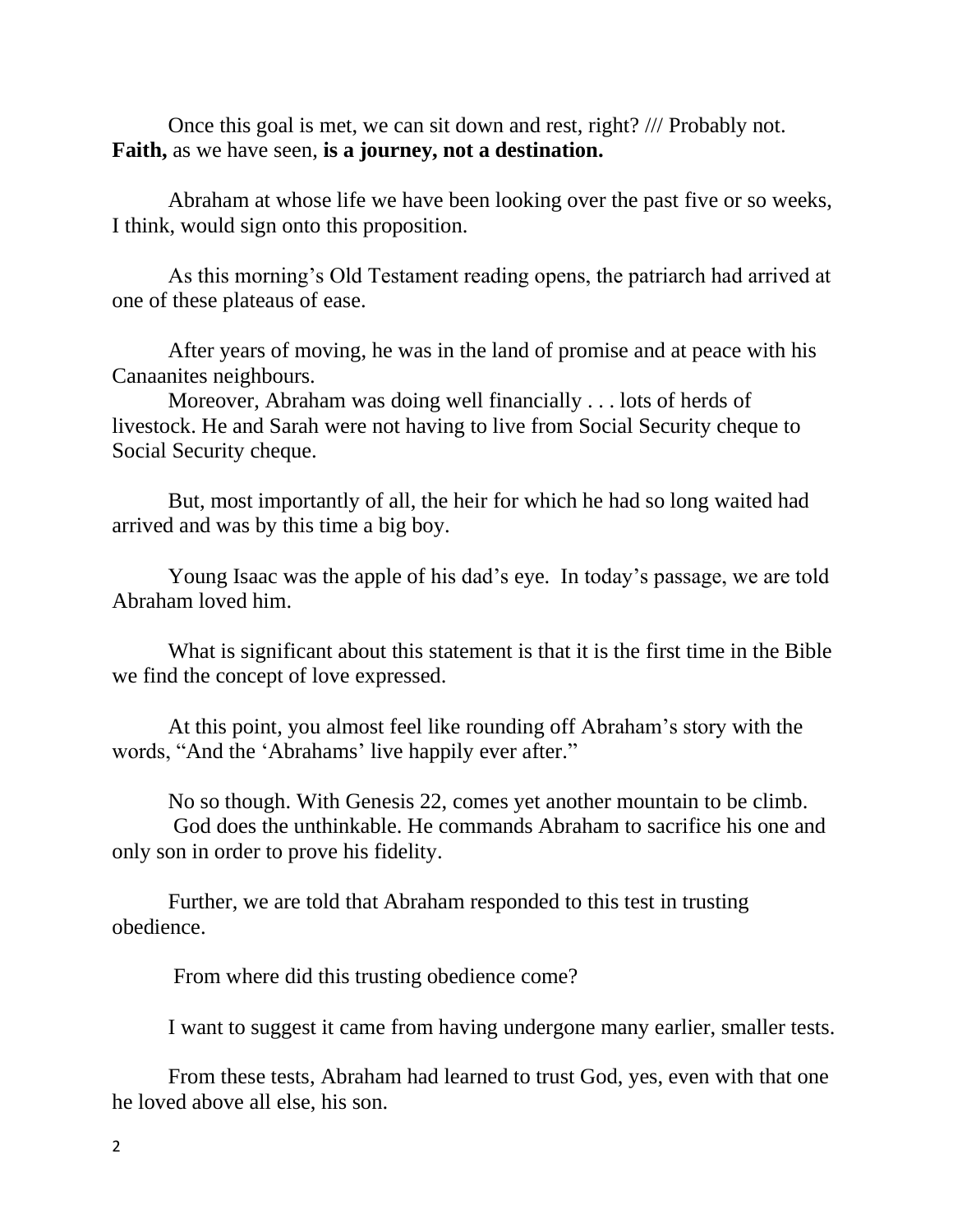Once this goal is met, we can sit down and rest, right? /// Probably not. **Faith,** as we have seen, **is a journey, not a destination.**

Abraham at whose life we have been looking over the past five or so weeks, I think, would sign onto this proposition.

As this morning's Old Testament reading opens, the patriarch had arrived at one of these plateaus of ease.

After years of moving, he was in the land of promise and at peace with his Canaanites neighbours.

Moreover, Abraham was doing well financially . . . lots of herds of livestock. He and Sarah were not having to live from Social Security cheque to Social Security cheque.

But, most importantly of all, the heir for which he had so long waited had arrived and was by this time a big boy.

Young Isaac was the apple of his dad's eye. In today's passage, we are told Abraham loved him.

What is significant about this statement is that it is the first time in the Bible we find the concept of love expressed.

At this point, you almost feel like rounding off Abraham's story with the words, "And the 'Abrahams' live happily ever after."

No so though. With Genesis 22, comes yet another mountain to be climb.

God does the unthinkable. He commands Abraham to sacrifice his one and only son in order to prove his fidelity.

Further, we are told that Abraham responded to this test in trusting obedience.

From where did this trusting obedience come?

I want to suggest it came from having undergone many earlier, smaller tests.

From these tests, Abraham had learned to trust God, yes, even with that one he loved above all else, his son.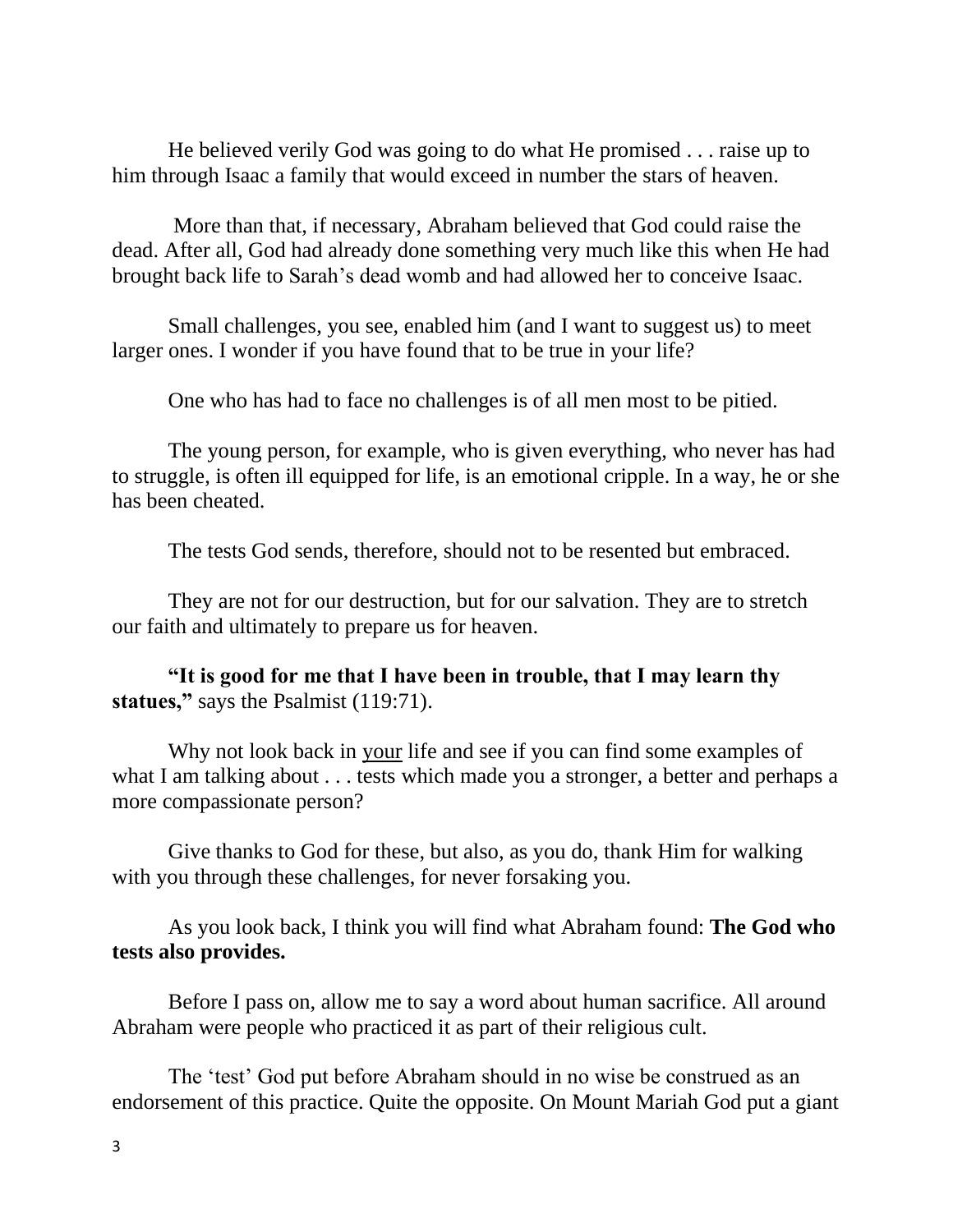He believed verily God was going to do what He promised . . . raise up to him through Isaac a family that would exceed in number the stars of heaven.

More than that, if necessary, Abraham believed that God could raise the dead. After all, God had already done something very much like this when He had brought back life to Sarah's dead womb and had allowed her to conceive Isaac.

Small challenges, you see, enabled him (and I want to suggest us) to meet larger ones. I wonder if you have found that to be true in your life?

One who has had to face no challenges is of all men most to be pitied.

The young person, for example, who is given everything, who never has had to struggle, is often ill equipped for life, is an emotional cripple. In a way, he or she has been cheated.

The tests God sends, therefore, should not to be resented but embraced.

They are not for our destruction, but for our salvation. They are to stretch our faith and ultimately to prepare us for heaven.

**"It is good for me that I have been in trouble, that I may learn thy statues,"** says the Psalmist (119:71).

Why not look back in <u>your</u> life and see if you can find some examples of what I am talking about . . . tests which made you a stronger, a better and perhaps a more compassionate person?

Give thanks to God for these, but also, as you do, thank Him for walking with you through these challenges, for never forsaking you.

As you look back, I think you will find what Abraham found: **The God who tests also provides.**

Before I pass on, allow me to say a word about human sacrifice. All around Abraham were people who practiced it as part of their religious cult.

The 'test' God put before Abraham should in no wise be construed as an endorsement of this practice. Quite the opposite. On Mount Mariah God put a giant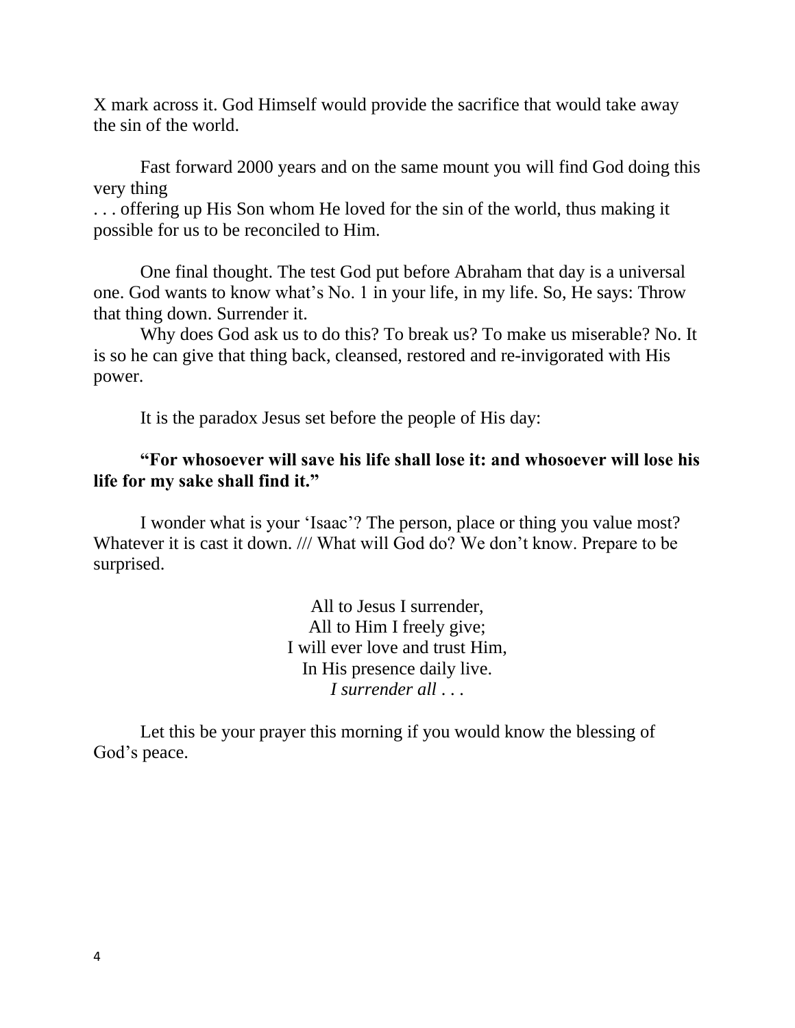X mark across it. God Himself would provide the sacrifice that would take away the sin of the world.

Fast forward 2000 years and on the same mount you will find God doing this very thing
. . . offering up His Son whom He loved for the sin of the world, thus making it possible for us to be reconciled to Him.

One final thought. The test God put before Abraham that day is a universal one. God wants to know what's No. 1 in your life, in my life. So, He says: Throw that thing down. Surrender it.

Why does God ask us to do this? To break us? To make us miserable? No. It is so he can give that thing back, cleansed, restored and re-invigorated with His power.

It is the paradox Jesus set before the people of His day:

**"For whosoever will save his life shall lose it: and whosoever will lose his life for my sake shall find it."**

I wonder what is your 'Isaac'? The person, place or thing you value most? Whatever it is cast it down. /// What will God do? We don't know. Prepare to be surprised.

All to Jesus I surrender,
All to Him I freely give;
I will ever love and trust Him,
In His presence daily live.
*I surrender all . . .*

Let this be your prayer this morning if you would know the blessing of God's peace.